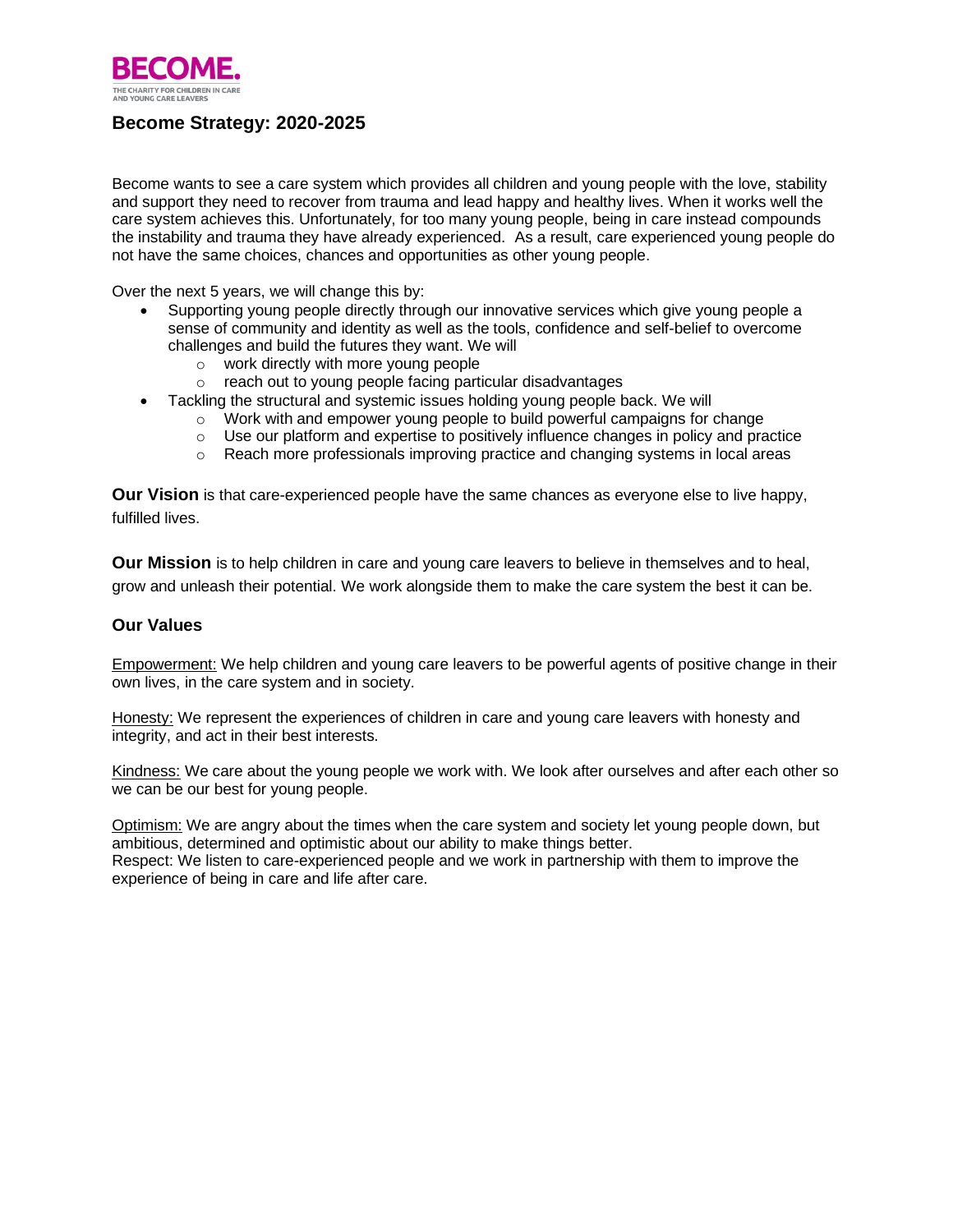BECOME.

THE CHARITY FOR CHILDREN IN CARE AND YOUNG CARE LEAVERS

# Become Strategy: 2020-2025

Become wants to see a care system which provides all children and young people with the love, stability and support they need to recover from trauma and lead happy and healthy lives. When it works well the care system achieves this. Unfortunately, for too many young people, being in care instead compounds the instability and trauma they have already experienced. As a result, care experienced young people do not have the same choices, chances and opportunities as other young people.

Over the next 5 years, we will change this by:

- Supporting young people directly through our innovative services which give young people a sense of community and identity as well as the tools, confidence and self-belief to overcome challenges and build the futures they want. We will
  - work directly with more young people
  - reach out to young people facing particular disadvantages
- Tackling the structural and systemic issues holding young people back. We will
  - Work with and empower young people to build powerful campaigns for change
  - Use our platform and expertise to positively influence changes in policy and practice
  - Reach more professionals improving practice and changing systems in local areas

**Our Vision** is that care-experienced people have the same chances as everyone else to live happy, fulfilled lives.

**Our Mission** is to help children in care and young care leavers to believe in themselves and to heal, grow and unleash their potential. We work alongside them to make the care system the best it can be.

## Our Values

Empowerment: We help children and young care leavers to be powerful agents of positive change in their own lives, in the care system and in society.

Honesty: We represent the experiences of children in care and young care leavers with honesty and integrity, and act in their best interests.

Kindness: We care about the young people we work with. We look after ourselves and after each other so we can be our best for young people.

Optimism: We are angry about the times when the care system and society let young people down, but ambitious, determined and optimistic about our ability to make things better.
Respect: We listen to care-experienced people and we work in partnership with them to improve the experience of being in care and life after care.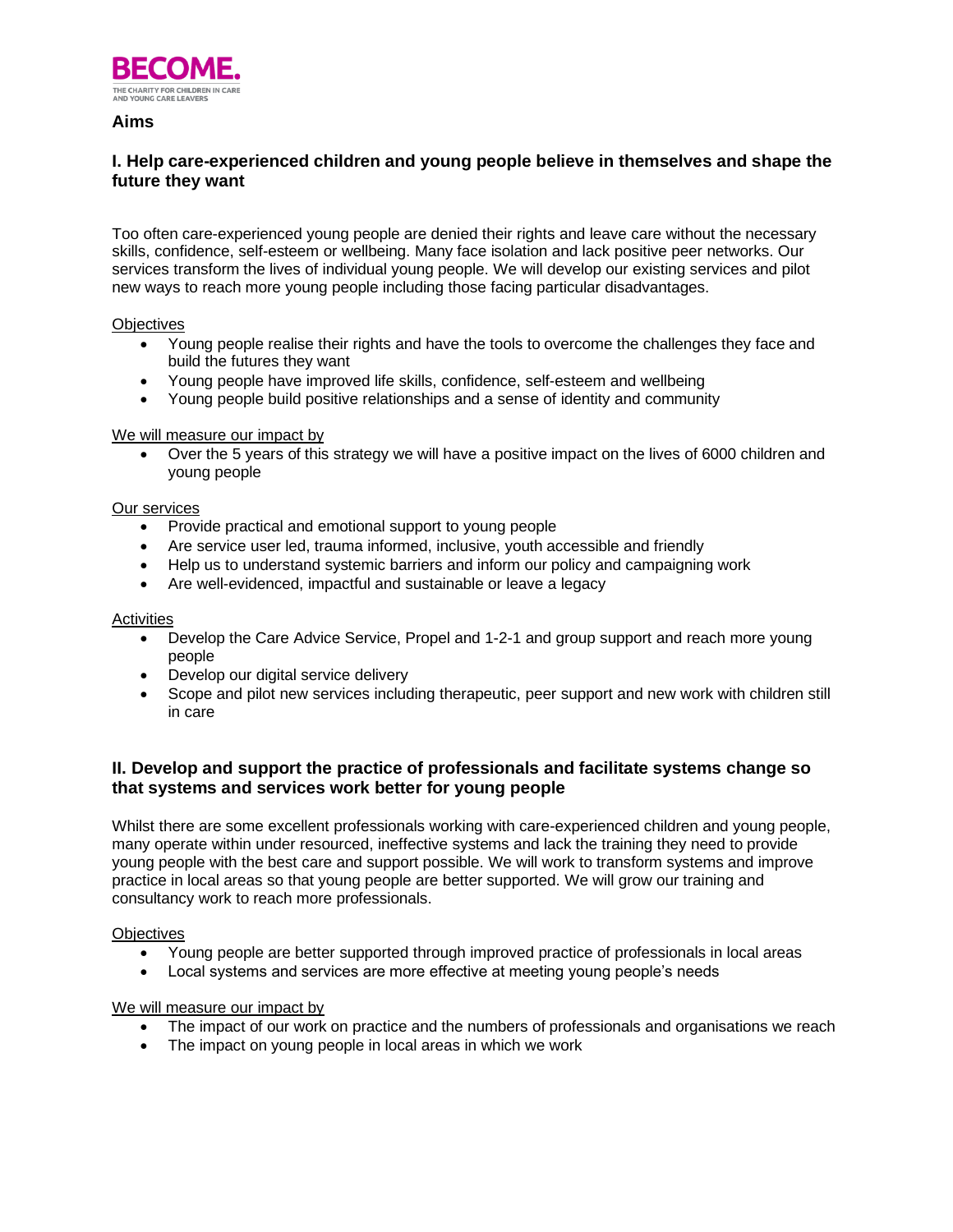## Aims

### I. Help care-experienced children and young people believe in themselves and shape the future they want

Too often care-experienced young people are denied their rights and leave care without the necessary skills, confidence, self-esteem or wellbeing. Many face isolation and lack positive peer networks. Our services transform the lives of individual young people. We will develop our existing services and pilot new ways to reach more young people including those facing particular disadvantages.

Objectives

- Young people realise their rights and have the tools to overcome the challenges they face and build the futures they want
- Young people have improved life skills, confidence, self-esteem and wellbeing
- Young people build positive relationships and a sense of identity and community

We will measure our impact by

- Over the 5 years of this strategy we will have a positive impact on the lives of 6000 children and young people

Our services

- Provide practical and emotional support to young people
- Are service user led, trauma informed, inclusive, youth accessible and friendly
- Help us to understand systemic barriers and inform our policy and campaigning work
- Are well-evidenced, impactful and sustainable or leave a legacy

Activities

- Develop the Care Advice Service, Propel and 1-2-1 and group support and reach more young people
- Develop our digital service delivery
- Scope and pilot new services including therapeutic, peer support and new work with children still in care

### II. Develop and support the practice of professionals and facilitate systems change so that systems and services work better for young people

Whilst there are some excellent professionals working with care-experienced children and young people, many operate within under resourced, ineffective systems and lack the training they need to provide young people with the best care and support possible. We will work to transform systems and improve practice in local areas so that young people are better supported. We will grow our training and consultancy work to reach more professionals.

Objectives

- Young people are better supported through improved practice of professionals in local areas
- Local systems and services are more effective at meeting young people's needs

We will measure our impact by

- The impact of our work on practice and the numbers of professionals and organisations we reach
- The impact on young people in local areas in which we work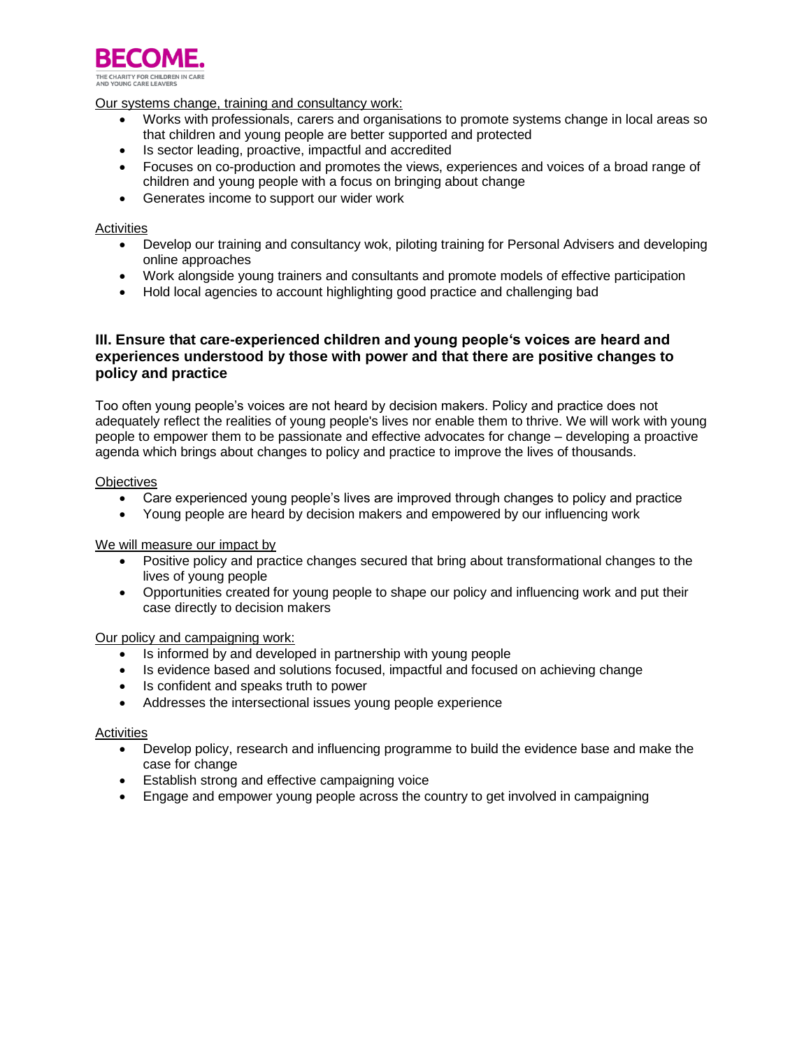Our systems change, training and consultancy work:

- Works with professionals, carers and organisations to promote systems change in local areas so that children and young people are better supported and protected
- Is sector leading, proactive, impactful and accredited
- Focuses on co-production and promotes the views, experiences and voices of a broad range of children and young people with a focus on bringing about change
- Generates income to support our wider work

Activities

- Develop our training and consultancy wok, piloting training for Personal Advisers and developing online approaches
- Work alongside young trainers and consultants and promote models of effective participation
- Hold local agencies to account highlighting good practice and challenging bad

### III. Ensure that care-experienced children and young people's voices are heard and experiences understood by those with power and that there are positive changes to policy and practice

Too often young people's voices are not heard by decision makers. Policy and practice does not adequately reflect the realities of young people's lives nor enable them to thrive. We will work with young people to empower them to be passionate and effective advocates for change – developing a proactive agenda which brings about changes to policy and practice to improve the lives of thousands.

Objectives

- Care experienced young people's lives are improved through changes to policy and practice
- Young people are heard by decision makers and empowered by our influencing work

We will measure our impact by

- Positive policy and practice changes secured that bring about transformational changes to the lives of young people
- Opportunities created for young people to shape our policy and influencing work and put their case directly to decision makers

Our policy and campaigning work:

- Is informed by and developed in partnership with young people
- Is evidence based and solutions focused, impactful and focused on achieving change
- Is confident and speaks truth to power
- Addresses the intersectional issues young people experience

Activities

- Develop policy, research and influencing programme to build the evidence base and make the case for change
- Establish strong and effective campaigning voice
- Engage and empower young people across the country to get involved in campaigning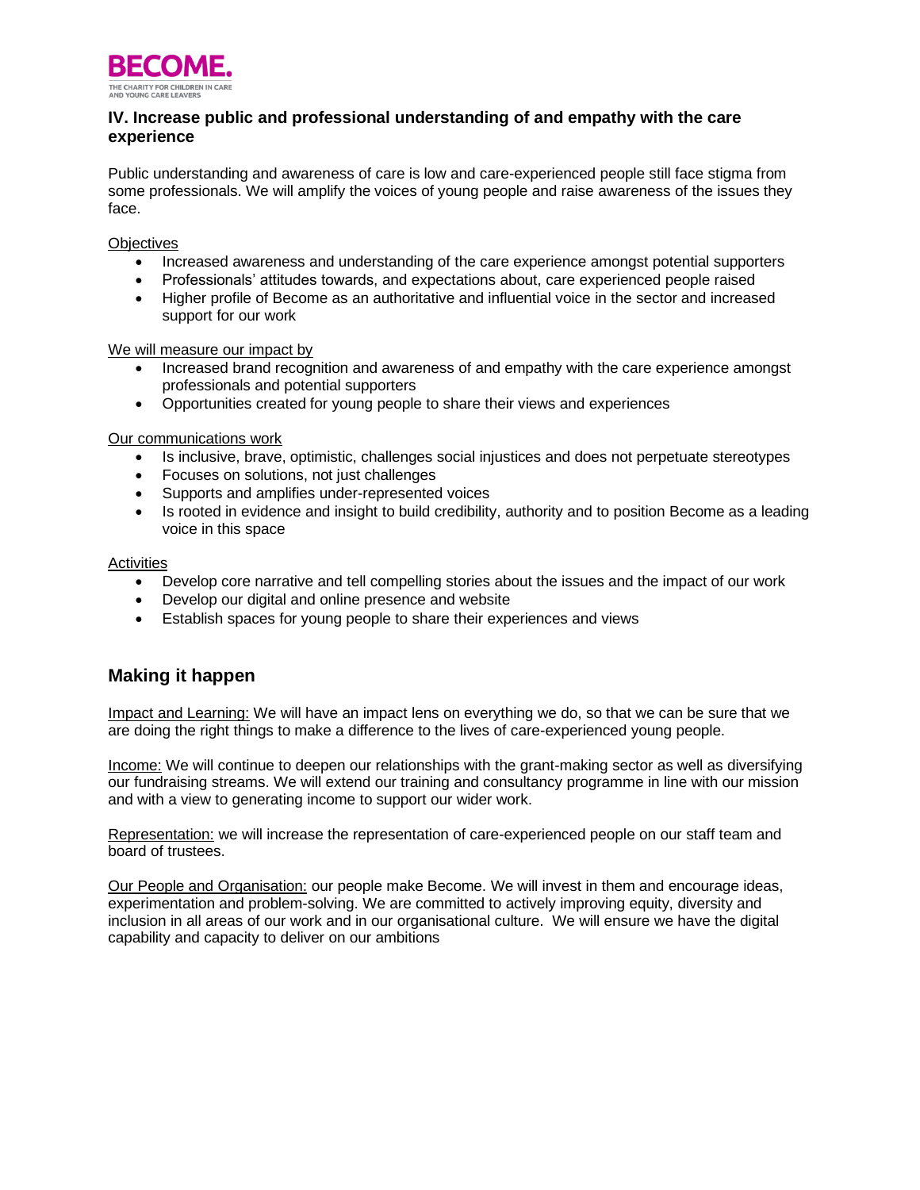## IV. Increase public and professional understanding of and empathy with the care experience

Public understanding and awareness of care is low and care-experienced people still face stigma from some professionals. We will amplify the voices of young people and raise awareness of the issues they face.

Objectives

- Increased awareness and understanding of the care experience amongst potential supporters
- Professionals' attitudes towards, and expectations about, care experienced people raised
- Higher profile of Become as an authoritative and influential voice in the sector and increased support for our work

We will measure our impact by

- Increased brand recognition and awareness of and empathy with the care experience amongst professionals and potential supporters
- Opportunities created for young people to share their views and experiences

Our communications work

- Is inclusive, brave, optimistic, challenges social injustices and does not perpetuate stereotypes
- Focuses on solutions, not just challenges
- Supports and amplifies under-represented voices
- Is rooted in evidence and insight to build credibility, authority and to position Become as a leading voice in this space

Activities

- Develop core narrative and tell compelling stories about the issues and the impact of our work
- Develop our digital and online presence and website
- Establish spaces for young people to share their experiences and views

## Making it happen

Impact and Learning: We will have an impact lens on everything we do, so that we can be sure that we are doing the right things to make a difference to the lives of care-experienced young people.

Income: We will continue to deepen our relationships with the grant-making sector as well as diversifying our fundraising streams. We will extend our training and consultancy programme in line with our mission and with a view to generating income to support our wider work.

Representation: we will increase the representation of care-experienced people on our staff team and board of trustees.

Our People and Organisation: our people make Become. We will invest in them and encourage ideas, experimentation and problem-solving. We are committed to actively improving equity, diversity and inclusion in all areas of our work and in our organisational culture. We will ensure we have the digital capability and capacity to deliver on our ambitions